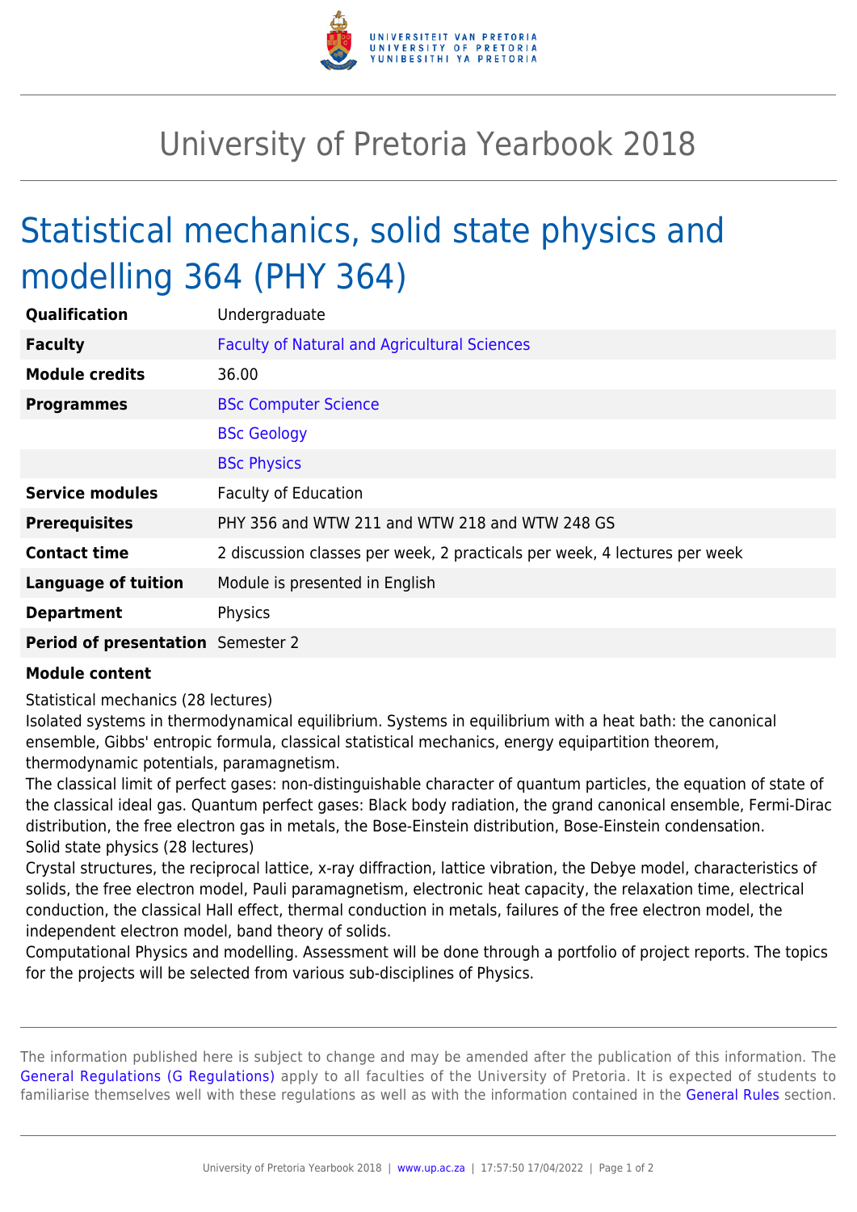# University of Pretoria Yearbook 2018

## Statistical mechanics, solid state physics and modelling 364 (PHY 364)

| | |
|---|---|
| **Qualification** | Undergraduate |
| **Faculty** | Faculty of Natural and Agricultural Sciences |
| **Module credits** | 36.00 |
| **Programmes** | BSc Computer Science |
| | BSc Geology |
| | BSc Physics |
| **Service modules** | Faculty of Education |
| **Prerequisites** | PHY 356 and WTW 211 and WTW 218 and WTW 248 GS |
| **Contact time** | 2 discussion classes per week, 2 practicals per week, 4 lectures per week |
| **Language of tuition** | Module is presented in English |
| **Department** | Physics |
| **Period of presentation** | Semester 2 |

**Module content**

Statistical mechanics (28 lectures)
Isolated systems in thermodynamical equilibrium. Systems in equilibrium with a heat bath: the canonical ensemble, Gibbs' entropic formula, classical statistical mechanics, energy equipartition theorem, thermodynamic potentials, paramagnetism.
The classical limit of perfect gases: non-distinguishable character of quantum particles, the equation of state of the classical ideal gas. Quantum perfect gases: Black body radiation, the grand canonical ensemble, Fermi-Dirac distribution, the free electron gas in metals, the Bose-Einstein distribution, Bose-Einstein condensation.
Solid state physics (28 lectures)
Crystal structures, the reciprocal lattice, x-ray diffraction, lattice vibration, the Debye model, characteristics of solids, the free electron model, Pauli paramagnetism, electronic heat capacity, the relaxation time, electrical conduction, the classical Hall effect, thermal conduction in metals, failures of the free electron model, the independent electron model, band theory of solids.
Computational Physics and modelling. Assessment will be done through a portfolio of project reports. The topics for the projects will be selected from various sub-disciplines of Physics.

The information published here is subject to change and may be amended after the publication of this information. The General Regulations (G Regulations) apply to all faculties of the University of Pretoria. It is expected of students to familiarise themselves well with these regulations as well as with the information contained in the General Rules section.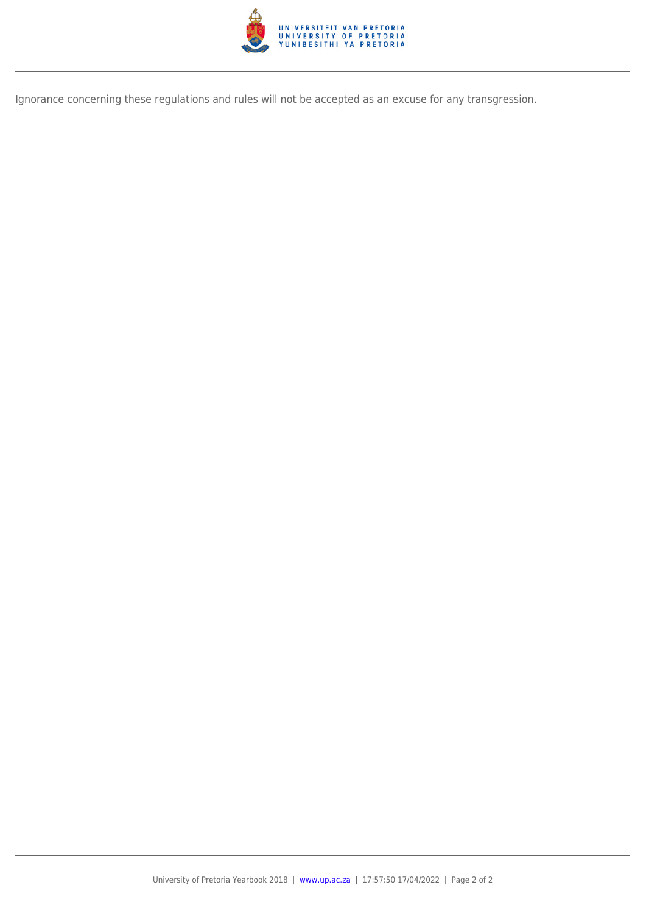Ignorance concerning these regulations and rules will not be accepted as an excuse for any transgression.